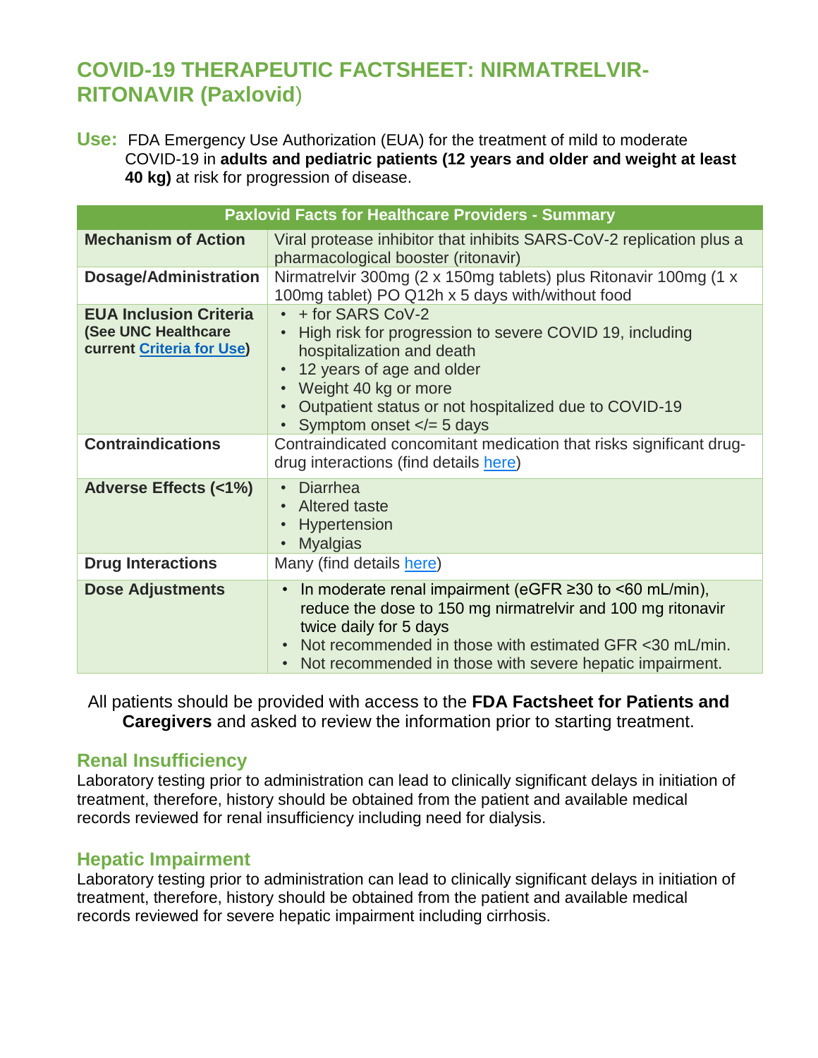# COVID-19 THERAPEUTIC FACTSHEET: NIRMATRELVIR-RITONAVIR (Paxlovid)

**Use:** FDA Emergency Use Authorization (EUA) for the treatment of mild to moderate COVID-19 in **adults and pediatric patients (12 years and older and weight at least 40 kg)** at risk for progression of disease.

| Paxlovid Facts for Healthcare Providers - Summary | |
|---|---|
| **Mechanism of Action** | Viral protease inhibitor that inhibits SARS-CoV-2 replication plus a pharmacological booster (ritonavir) |
| **Dosage/Administration** | Nirmatrelvir 300mg (2 x 150mg tablets) plus Ritonavir 100mg (1 x 100mg tablet) PO Q12h x 5 days with/without food |
| **EUA Inclusion Criteria (See UNC Healthcare current [Criteria for Use](#))** | • + for SARS CoV-2<br>• High risk for progression to severe COVID 19, including hospitalization and death<br>• 12 years of age and older<br>• Weight 40 kg or more<br>• Outpatient status or not hospitalized due to COVID-19<br>• Symptom onset </= 5 days |
| **Contraindications** | Contraindicated concomitant medication that risks significant drug-drug interactions (find details [here](#)) |
| **Adverse Effects (<1%)** | • Diarrhea<br>• Altered taste<br>• Hypertension<br>• Myalgias |
| **Drug Interactions** | Many (find details [here](#)) |
| **Dose Adjustments** | • In moderate renal impairment (eGFR ≥30 to <60 mL/min), reduce the dose to 150 mg nirmatrelvir and 100 mg ritonavir twice daily for 5 days<br>• Not recommended in those with estimated GFR <30 mL/min.<br>• Not recommended in those with severe hepatic impairment. |

All patients should be provided with access to the **FDA Factsheet for Patients and Caregivers** and asked to review the information prior to starting treatment.

## Renal Insufficiency

Laboratory testing prior to administration can lead to clinically significant delays in initiation of treatment, therefore, history should be obtained from the patient and available medical records reviewed for renal insufficiency including need for dialysis.

## Hepatic Impairment

Laboratory testing prior to administration can lead to clinically significant delays in initiation of treatment, therefore, history should be obtained from the patient and available medical records reviewed for severe hepatic impairment including cirrhosis.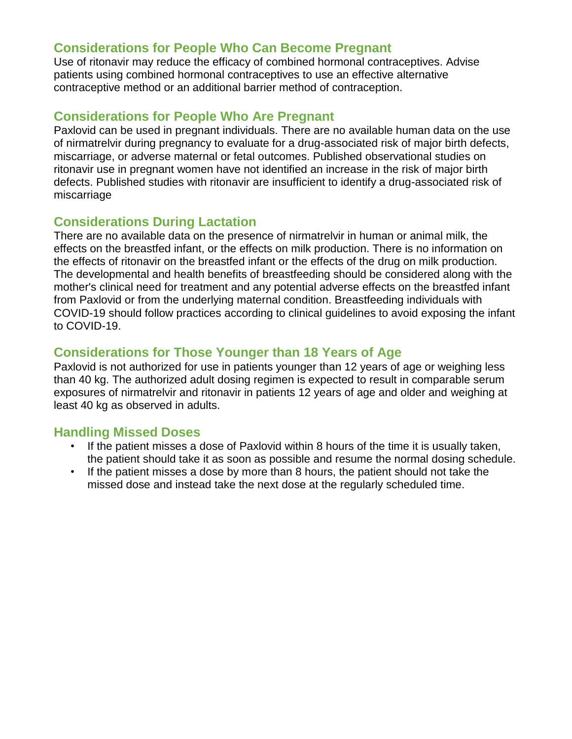## Considerations for People Who Can Become Pregnant

Use of ritonavir may reduce the efficacy of combined hormonal contraceptives. Advise patients using combined hormonal contraceptives to use an effective alternative contraceptive method or an additional barrier method of contraception.

## Considerations for People Who Are Pregnant

Paxlovid can be used in pregnant individuals. There are no available human data on the use of nirmatrelvir during pregnancy to evaluate for a drug-associated risk of major birth defects, miscarriage, or adverse maternal or fetal outcomes. Published observational studies on ritonavir use in pregnant women have not identified an increase in the risk of major birth defects. Published studies with ritonavir are insufficient to identify a drug-associated risk of miscarriage

## Considerations During Lactation

There are no available data on the presence of nirmatrelvir in human or animal milk, the effects on the breastfed infant, or the effects on milk production. There is no information on the effects of ritonavir on the breastfed infant or the effects of the drug on milk production. The developmental and health benefits of breastfeeding should be considered along with the mother's clinical need for treatment and any potential adverse effects on the breastfed infant from Paxlovid or from the underlying maternal condition. Breastfeeding individuals with COVID-19 should follow practices according to clinical guidelines to avoid exposing the infant to COVID-19.

## Considerations for Those Younger than 18 Years of Age

Paxlovid is not authorized for use in patients younger than 12 years of age or weighing less than 40 kg. The authorized adult dosing regimen is expected to result in comparable serum exposures of nirmatrelvir and ritonavir in patients 12 years of age and older and weighing at least 40 kg as observed in adults.

## Handling Missed Doses

- If the patient misses a dose of Paxlovid within 8 hours of the time it is usually taken, the patient should take it as soon as possible and resume the normal dosing schedule.
- If the patient misses a dose by more than 8 hours, the patient should not take the missed dose and instead take the next dose at the regularly scheduled time.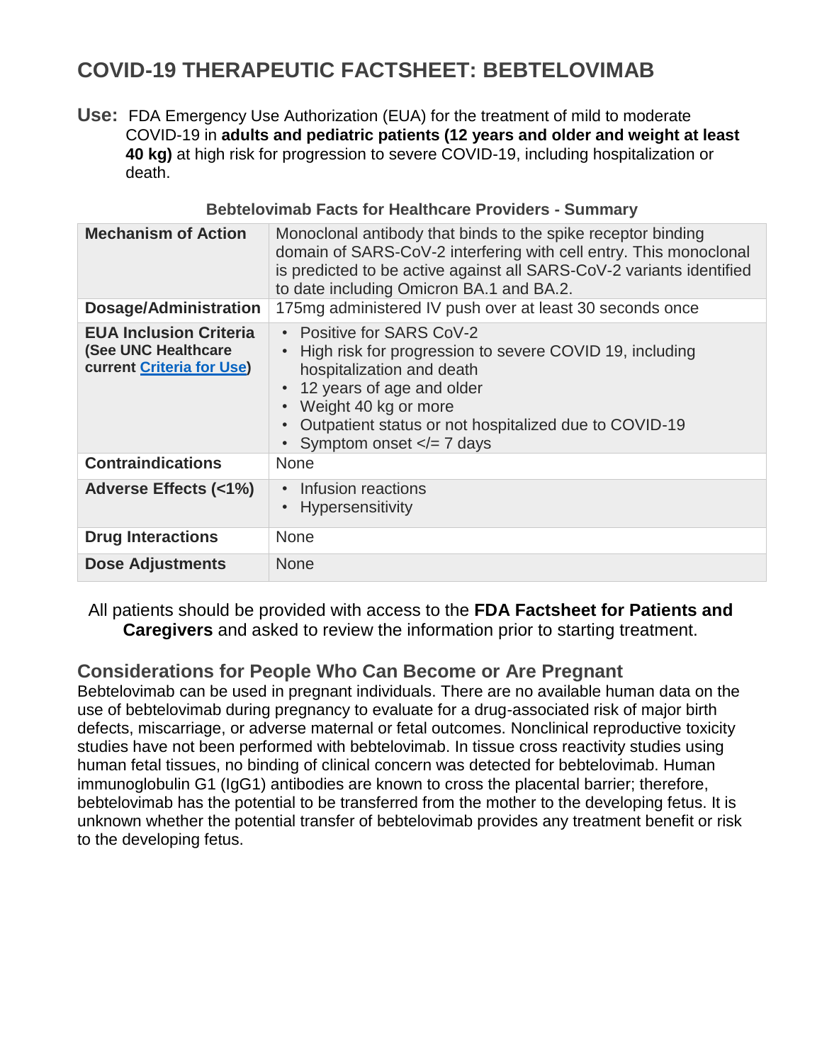# COVID-19 THERAPEUTIC FACTSHEET: BEBTELOVIMAB

**Use:** FDA Emergency Use Authorization (EUA) for the treatment of mild to moderate COVID-19 in **adults and pediatric patients (12 years and older and weight at least 40 kg)** at high risk for progression to severe COVID-19, including hospitalization or death.

**Bebtelovimab Facts for Healthcare Providers - Summary**

| | |
|---|---|
| **Mechanism of Action** | Monoclonal antibody that binds to the spike receptor binding domain of SARS-CoV-2 interfering with cell entry. This monoclonal is predicted to be active against all SARS-CoV-2 variants identified to date including Omicron BA.1 and BA.2. |
| **Dosage/Administration** | 175mg administered IV push over at least 30 seconds once |
| **EUA Inclusion Criteria (See UNC Healthcare current [Criteria for Use])** | • Positive for SARS CoV-2<br>• High risk for progression to severe COVID 19, including hospitalization and death<br>• 12 years of age and older<br>• Weight 40 kg or more<br>• Outpatient status or not hospitalized due to COVID-19<br>• Symptom onset </= 7 days |
| **Contraindications** | None |
| **Adverse Effects (<1%)** | • Infusion reactions<br>• Hypersensitivity |
| **Drug Interactions** | None |
| **Dose Adjustments** | None |

All patients should be provided with access to the **FDA Factsheet for Patients and Caregivers** and asked to review the information prior to starting treatment.

## Considerations for People Who Can Become or Are Pregnant

Bebtelovimab can be used in pregnant individuals. There are no available human data on the use of bebtelovimab during pregnancy to evaluate for a drug-associated risk of major birth defects, miscarriage, or adverse maternal or fetal outcomes. Nonclinical reproductive toxicity studies have not been performed with bebtelovimab. In tissue cross reactivity studies using human fetal tissues, no binding of clinical concern was detected for bebtelovimab. Human immunoglobulin G1 (IgG1) antibodies are known to cross the placental barrier; therefore, bebtelovimab has the potential to be transferred from the mother to the developing fetus. It is unknown whether the potential transfer of bebtelovimab provides any treatment benefit or risk to the developing fetus.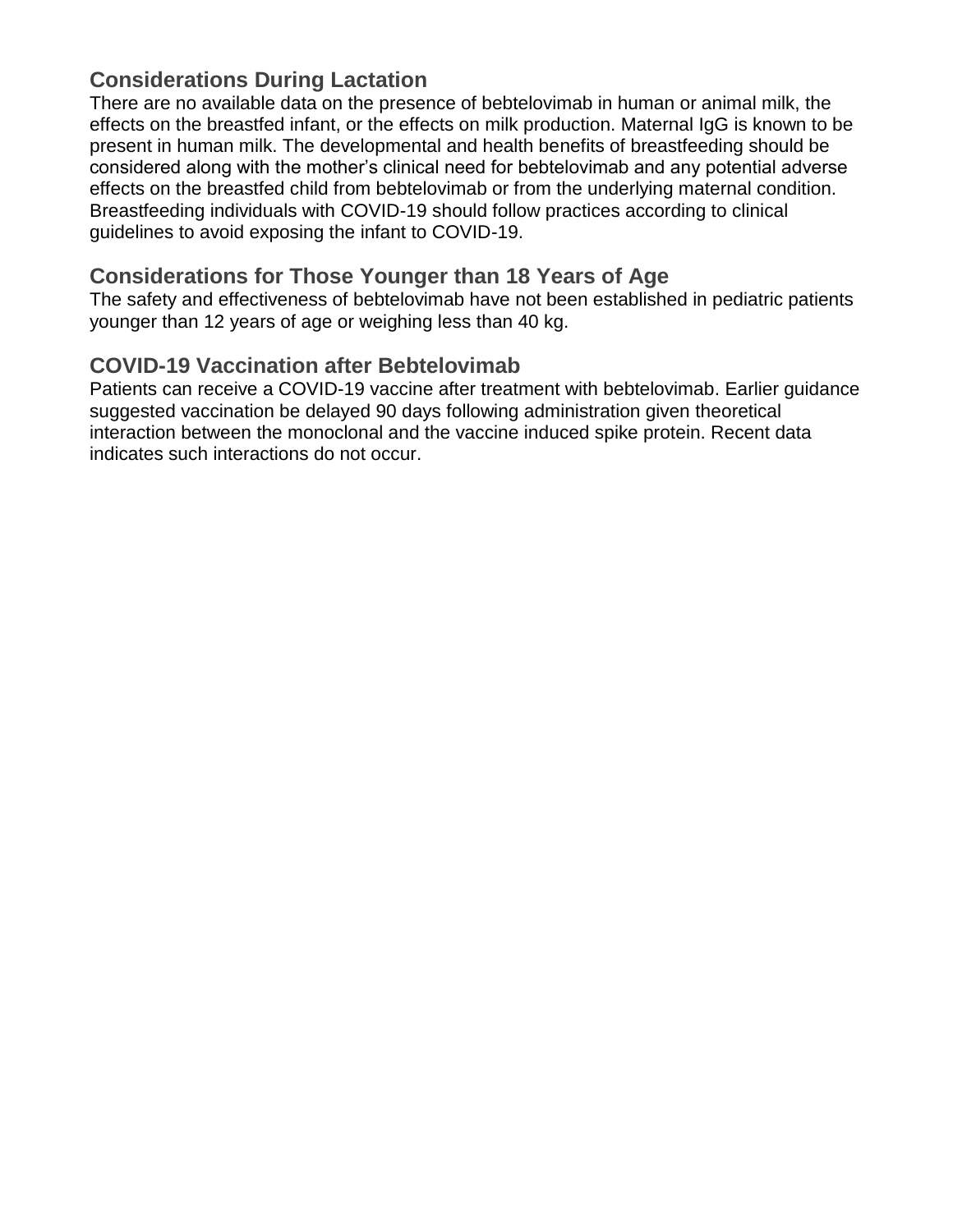## Considerations During Lactation

There are no available data on the presence of bebtelovimab in human or animal milk, the effects on the breastfed infant, or the effects on milk production. Maternal IgG is known to be present in human milk. The developmental and health benefits of breastfeeding should be considered along with the mother's clinical need for bebtelovimab and any potential adverse effects on the breastfed child from bebtelovimab or from the underlying maternal condition. Breastfeeding individuals with COVID-19 should follow practices according to clinical guidelines to avoid exposing the infant to COVID-19.

## Considerations for Those Younger than 18 Years of Age

The safety and effectiveness of bebtelovimab have not been established in pediatric patients younger than 12 years of age or weighing less than 40 kg.

## COVID-19 Vaccination after Bebtelovimab

Patients can receive a COVID-19 vaccine after treatment with bebtelovimab. Earlier guidance suggested vaccination be delayed 90 days following administration given theoretical interaction between the monoclonal and the vaccine induced spike protein. Recent data indicates such interactions do not occur.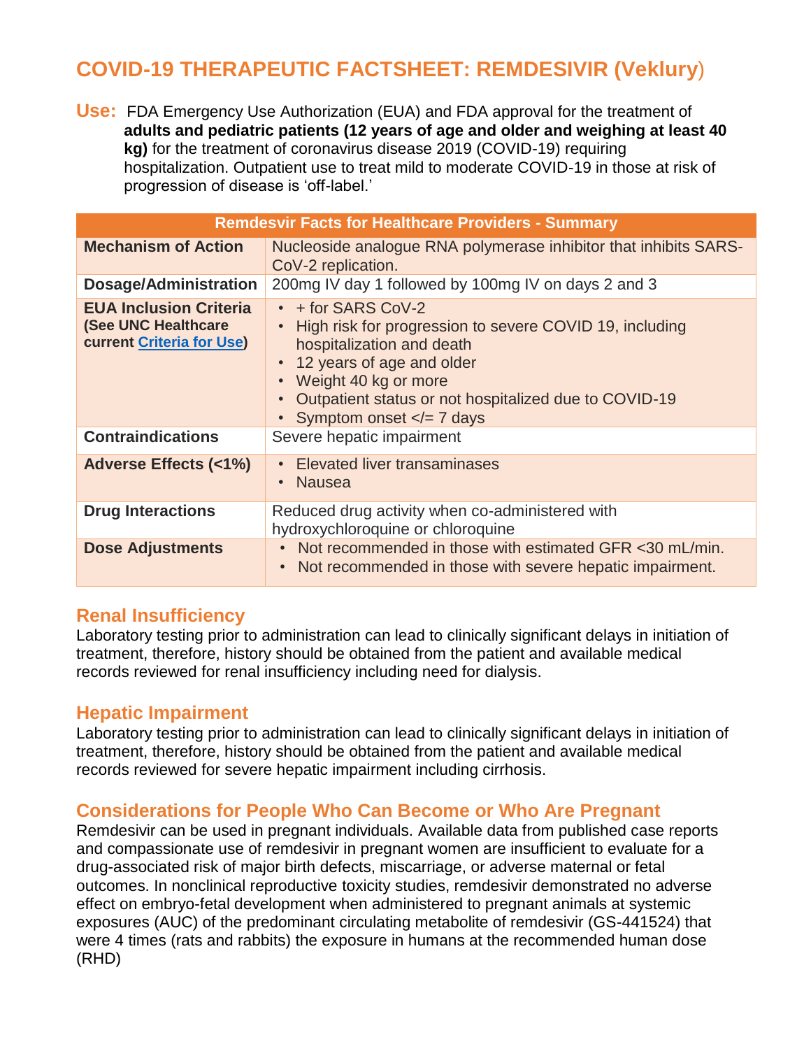# COVID-19 THERAPEUTIC FACTSHEET: REMDESIVIR (Veklury)

**Use:** FDA Emergency Use Authorization (EUA) and FDA approval for the treatment of **adults and pediatric patients (12 years of age and older and weighing at least 40 kg)** for the treatment of coronavirus disease 2019 (COVID-19) requiring hospitalization. Outpatient use to treat mild to moderate COVID-19 in those at risk of progression of disease is 'off-label.'

| Remdesivir Facts for Healthcare Providers - Summary | |
|---|---|
| **Mechanism of Action** | Nucleoside analogue RNA polymerase inhibitor that inhibits SARS-CoV-2 replication. |
| **Dosage/Administration** | 200mg IV day 1 followed by 100mg IV on days 2 and 3 |
| **EUA Inclusion Criteria (See UNC Healthcare current [Criteria for Use])** | • + for SARS CoV-2<br>• High risk for progression to severe COVID 19, including hospitalization and death<br>• 12 years of age and older<br>• Weight 40 kg or more<br>• Outpatient status or not hospitalized due to COVID-19<br>• Symptom onset </= 7 days |
| **Contraindications** | Severe hepatic impairment |
| **Adverse Effects (<1%)** | • Elevated liver transaminases<br>• Nausea |
| **Drug Interactions** | Reduced drug activity when co-administered with hydroxychloroquine or chloroquine |
| **Dose Adjustments** | • Not recommended in those with estimated GFR <30 mL/min.<br>• Not recommended in those with severe hepatic impairment. |

## Renal Insufficiency

Laboratory testing prior to administration can lead to clinically significant delays in initiation of treatment, therefore, history should be obtained from the patient and available medical records reviewed for renal insufficiency including need for dialysis.

## Hepatic Impairment

Laboratory testing prior to administration can lead to clinically significant delays in initiation of treatment, therefore, history should be obtained from the patient and available medical records reviewed for severe hepatic impairment including cirrhosis.

## Considerations for People Who Can Become or Who Are Pregnant

Remdesivir can be used in pregnant individuals. Available data from published case reports and compassionate use of remdesivir in pregnant women are insufficient to evaluate for a drug-associated risk of major birth defects, miscarriage, or adverse maternal or fetal outcomes. In nonclinical reproductive toxicity studies, remdesivir demonstrated no adverse effect on embryo-fetal development when administered to pregnant animals at systemic exposures (AUC) of the predominant circulating metabolite of remdesivir (GS-441524) that were 4 times (rats and rabbits) the exposure in humans at the recommended human dose (RHD)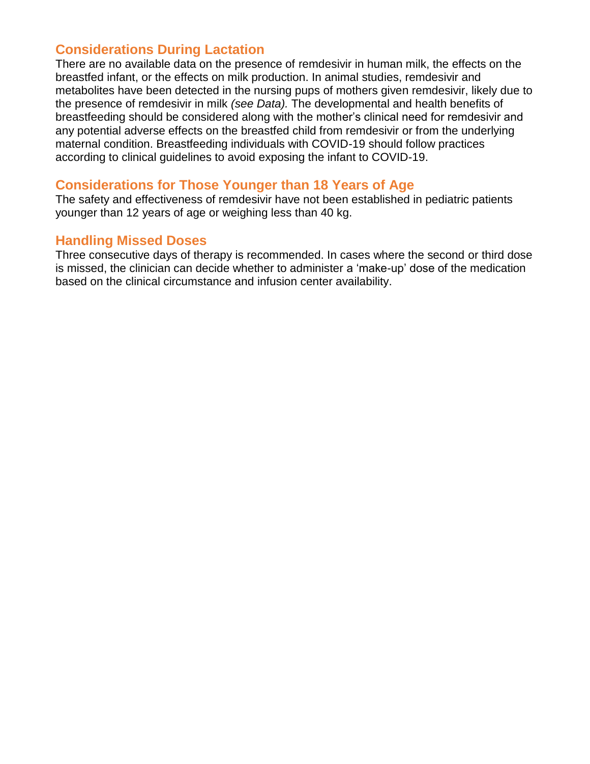## Considerations During Lactation

There are no available data on the presence of remdesivir in human milk, the effects on the breastfed infant, or the effects on milk production. In animal studies, remdesivir and metabolites have been detected in the nursing pups of mothers given remdesivir, likely due to the presence of remdesivir in milk *(see Data).* The developmental and health benefits of breastfeeding should be considered along with the mother's clinical need for remdesivir and any potential adverse effects on the breastfed child from remdesivir or from the underlying maternal condition. Breastfeeding individuals with COVID-19 should follow practices according to clinical guidelines to avoid exposing the infant to COVID-19.

## Considerations for Those Younger than 18 Years of Age

The safety and effectiveness of remdesivir have not been established in pediatric patients younger than 12 years of age or weighing less than 40 kg.

## Handling Missed Doses

Three consecutive days of therapy is recommended. In cases where the second or third dose is missed, the clinician can decide whether to administer a 'make-up' dose of the medication based on the clinical circumstance and infusion center availability.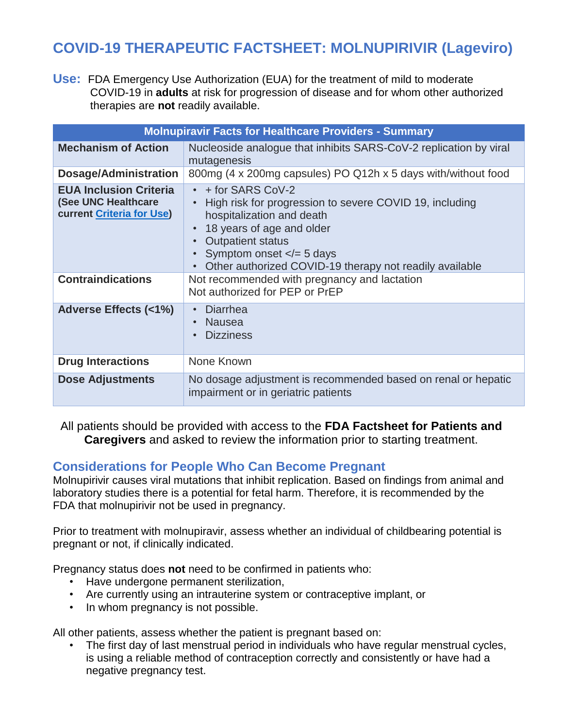# COVID-19 THERAPEUTIC FACTSHEET: MOLNUPIRIVIR (Lageviro)

**Use:** FDA Emergency Use Authorization (EUA) for the treatment of mild to moderate COVID-19 in **adults** at risk for progression of disease and for whom other authorized therapies are **not** readily available.

| Molnupiravir Facts for Healthcare Providers - Summary | |
|---|---|
| **Mechanism of Action** | Nucleoside analogue that inhibits SARS-CoV-2 replication by viral mutagenesis |
| **Dosage/Administration** | 800mg (4 x 200mg capsules) PO Q12h x 5 days with/without food |
| **EUA Inclusion Criteria (See UNC Healthcare current Criteria for Use)** | • + for SARS CoV-2<br>• High risk for progression to severe COVID 19, including hospitalization and death<br>• 18 years of age and older<br>• Outpatient status<br>• Symptom onset </= 5 days<br>• Other authorized COVID-19 therapy not readily available |
| **Contraindications** | Not recommended with pregnancy and lactation<br>Not authorized for PEP or PrEP |
| **Adverse Effects (<1%)** | • Diarrhea<br>• Nausea<br>• Dizziness |
| **Drug Interactions** | None Known |
| **Dose Adjustments** | No dosage adjustment is recommended based on renal or hepatic impairment or in geriatric patients |

All patients should be provided with access to the **FDA Factsheet for Patients and Caregivers** and asked to review the information prior to starting treatment.

## Considerations for People Who Can Become Pregnant

Molnupirivir causes viral mutations that inhibit replication. Based on findings from animal and laboratory studies there is a potential for fetal harm. Therefore, it is recommended by the FDA that molnupirivir not be used in pregnancy.

Prior to treatment with molnupiravir, assess whether an individual of childbearing potential is pregnant or not, if clinically indicated.

Pregnancy status does **not** need to be confirmed in patients who:

- Have undergone permanent sterilization,
- Are currently using an intrauterine system or contraceptive implant, or
- In whom pregnancy is not possible.

All other patients, assess whether the patient is pregnant based on:

- The first day of last menstrual period in individuals who have regular menstrual cycles, is using a reliable method of contraception correctly and consistently or have had a negative pregnancy test.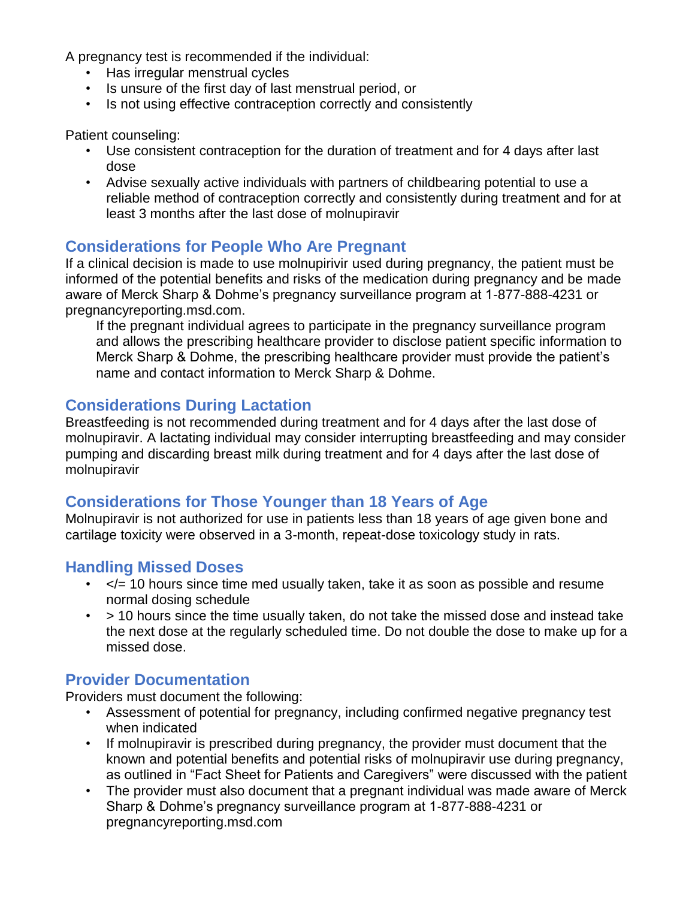A pregnancy test is recommended if the individual:

- Has irregular menstrual cycles
- Is unsure of the first day of last menstrual period, or
- Is not using effective contraception correctly and consistently

Patient counseling:

- Use consistent contraception for the duration of treatment and for 4 days after last dose
- Advise sexually active individuals with partners of childbearing potential to use a reliable method of contraception correctly and consistently during treatment and for at least 3 months after the last dose of molnupiravir

## Considerations for People Who Are Pregnant

If a clinical decision is made to use molnupirivir used during pregnancy, the patient must be informed of the potential benefits and risks of the medication during pregnancy and be made aware of Merck Sharp & Dohme's pregnancy surveillance program at 1-877-888-4231 or pregnancyreporting.msd.com.

> If the pregnant individual agrees to participate in the pregnancy surveillance program and allows the prescribing healthcare provider to disclose patient specific information to Merck Sharp & Dohme, the prescribing healthcare provider must provide the patient's name and contact information to Merck Sharp & Dohme.

## Considerations During Lactation

Breastfeeding is not recommended during treatment and for 4 days after the last dose of molnupiravir. A lactating individual may consider interrupting breastfeeding and may consider pumping and discarding breast milk during treatment and for 4 days after the last dose of molnupiravir

## Considerations for Those Younger than 18 Years of Age

Molnupiravir is not authorized for use in patients less than 18 years of age given bone and cartilage toxicity were observed in a 3-month, repeat-dose toxicology study in rats.

## Handling Missed Doses

- </= 10 hours since time med usually taken, take it as soon as possible and resume normal dosing schedule
- > 10 hours since the time usually taken, do not take the missed dose and instead take the next dose at the regularly scheduled time. Do not double the dose to make up for a missed dose.

## Provider Documentation

Providers must document the following:

- Assessment of potential for pregnancy, including confirmed negative pregnancy test when indicated
- If molnupiravir is prescribed during pregnancy, the provider must document that the known and potential benefits and potential risks of molnupiravir use during pregnancy, as outlined in "Fact Sheet for Patients and Caregivers" were discussed with the patient
- The provider must also document that a pregnant individual was made aware of Merck Sharp & Dohme's pregnancy surveillance program at 1-877-888-4231 or pregnancyreporting.msd.com